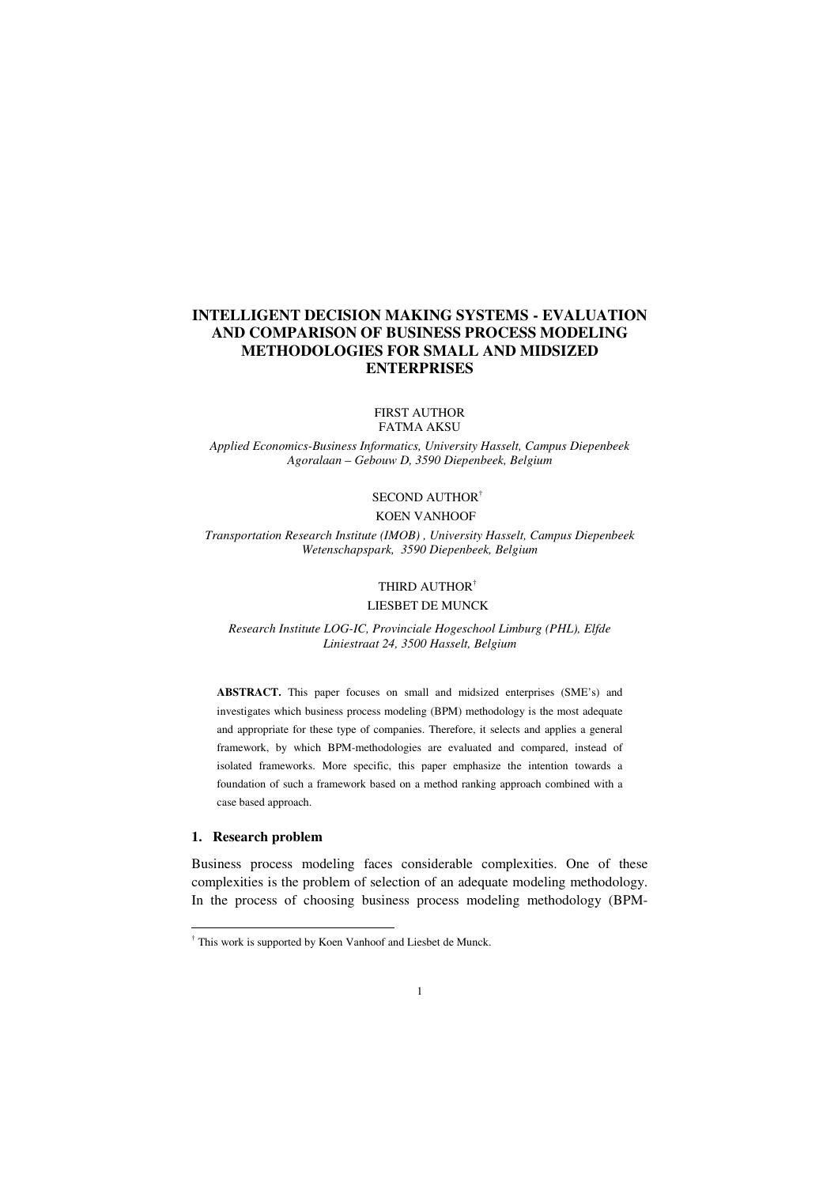# INTELLIGENT DECISION MAKING SYSTEMS - EVALUATION AND COMPARISON OF BUSINESS PROCESS MODELING METHODOLOGIES FOR SMALL AND MIDSIZED ENTERPRISES

FIRST AUTHOR
FATMA AKSU

*Applied Economics-Business Informatics, University Hasselt, Campus Diepenbeek*
*Agoralaan – Gebouw D, 3590 Diepenbeek, Belgium*

SECOND AUTHOR[†]
KOEN VANHOOF

*Transportation Research Institute (IMOB) , University Hasselt, Campus Diepenbeek*
*Wetenschapspark, 3590 Diepenbeek, Belgium*

THIRD AUTHOR[†]
LIESBET DE MUNCK

*Research Institute LOG-IC, Provinciale Hogeschool Limburg (PHL), Elfde Liniestraat 24, 3500 Hasselt, Belgium*

**ABSTRACT.** This paper focuses on small and midsized enterprises (SME's) and investigates which business process modeling (BPM) methodology is the most adequate and appropriate for these type of companies. Therefore, it selects and applies a general framework, by which BPM-methodologies are evaluated and compared, instead of isolated frameworks. More specific, this paper emphasize the intention towards a foundation of such a framework based on a method ranking approach combined with a case based approach.

## 1. Research problem

Business process modeling faces considerable complexities. One of these complexities is the problem of selection of an adequate modeling methodology. In the process of choosing business process modeling methodology (BPM-

[†] This work is supported by Koen Vanhoof and Liesbet de Munck.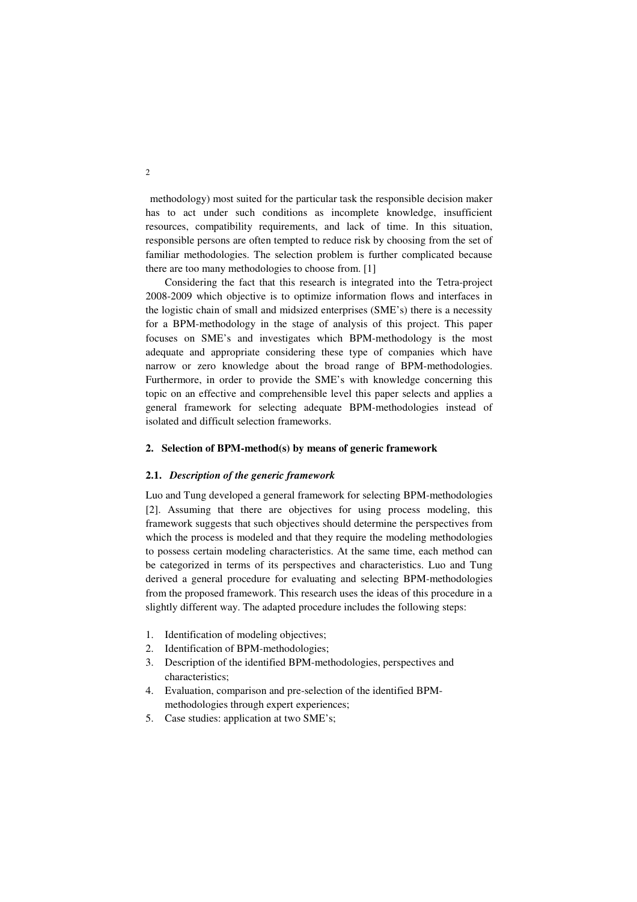methodology) most suited for the particular task the responsible decision maker has to act under such conditions as incomplete knowledge, insufficient resources, compatibility requirements, and lack of time. In this situation, responsible persons are often tempted to reduce risk by choosing from the set of familiar methodologies. The selection problem is further complicated because there are too many methodologies to choose from. [1]

Considering the fact that this research is integrated into the Tetra-project 2008-2009 which objective is to optimize information flows and interfaces in the logistic chain of small and midsized enterprises (SME's) there is a necessity for a BPM-methodology in the stage of analysis of this project. This paper focuses on SME's and investigates which BPM-methodology is the most adequate and appropriate considering these type of companies which have narrow or zero knowledge about the broad range of BPM-methodologies. Furthermore, in order to provide the SME's with knowledge concerning this topic on an effective and comprehensible level this paper selects and applies a general framework for selecting adequate BPM-methodologies instead of isolated and difficult selection frameworks.

## 2. Selection of BPM-method(s) by means of generic framework

### 2.1. *Description of the generic framework*

Luo and Tung developed a general framework for selecting BPM-methodologies [2]. Assuming that there are objectives for using process modeling, this framework suggests that such objectives should determine the perspectives from which the process is modeled and that they require the modeling methodologies to possess certain modeling characteristics. At the same time, each method can be categorized in terms of its perspectives and characteristics. Luo and Tung derived a general procedure for evaluating and selecting BPM-methodologies from the proposed framework. This research uses the ideas of this procedure in a slightly different way. The adapted procedure includes the following steps:

1. Identification of modeling objectives;
2. Identification of BPM-methodologies;
3. Description of the identified BPM-methodologies, perspectives and characteristics;
4. Evaluation, comparison and pre-selection of the identified BPM-methodologies through expert experiences;
5. Case studies: application at two SME's;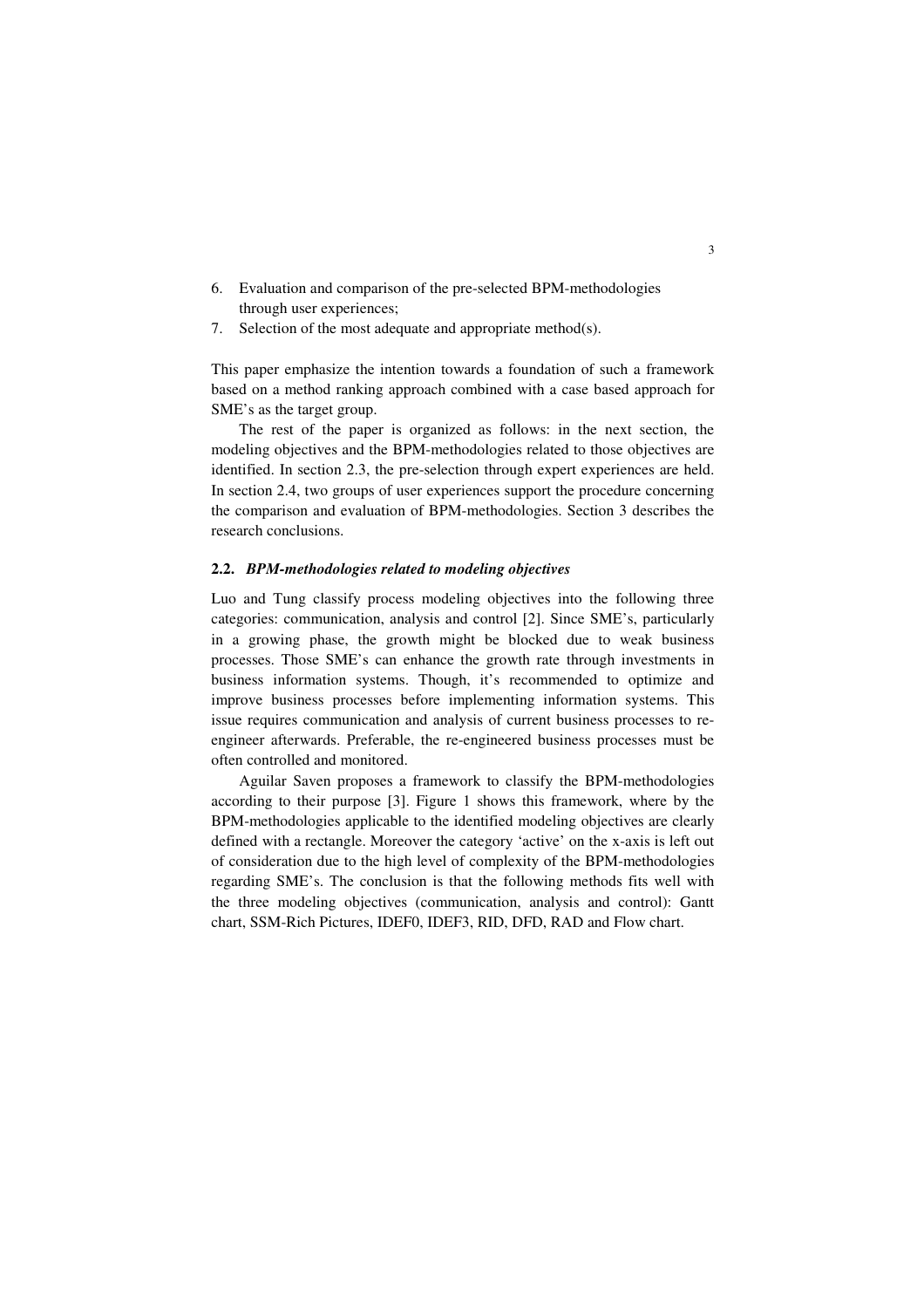6. Evaluation and comparison of the pre-selected BPM-methodologies through user experiences;
7. Selection of the most adequate and appropriate method(s).

This paper emphasize the intention towards a foundation of such a framework based on a method ranking approach combined with a case based approach for SME's as the target group.

The rest of the paper is organized as follows: in the next section, the modeling objectives and the BPM-methodologies related to those objectives are identified. In section 2.3, the pre-selection through expert experiences are held. In section 2.4, two groups of user experiences support the procedure concerning the comparison and evaluation of BPM-methodologies. Section 3 describes the research conclusions.

### 2.2. *BPM-methodologies related to modeling objectives*

Luo and Tung classify process modeling objectives into the following three categories: communication, analysis and control [2]. Since SME's, particularly in a growing phase, the growth might be blocked due to weak business processes. Those SME's can enhance the growth rate through investments in business information systems. Though, it's recommended to optimize and improve business processes before implementing information systems. This issue requires communication and analysis of current business processes to re-engineer afterwards. Preferable, the re-engineered business processes must be often controlled and monitored.

Aguilar Saven proposes a framework to classify the BPM-methodologies according to their purpose [3]. Figure 1 shows this framework, where by the BPM-methodologies applicable to the identified modeling objectives are clearly defined with a rectangle. Moreover the category 'active' on the x-axis is left out of consideration due to the high level of complexity of the BPM-methodologies regarding SME's. The conclusion is that the following methods fits well with the three modeling objectives (communication, analysis and control): Gantt chart, SSM-Rich Pictures, IDEF0, IDEF3, RID, DFD, RAD and Flow chart.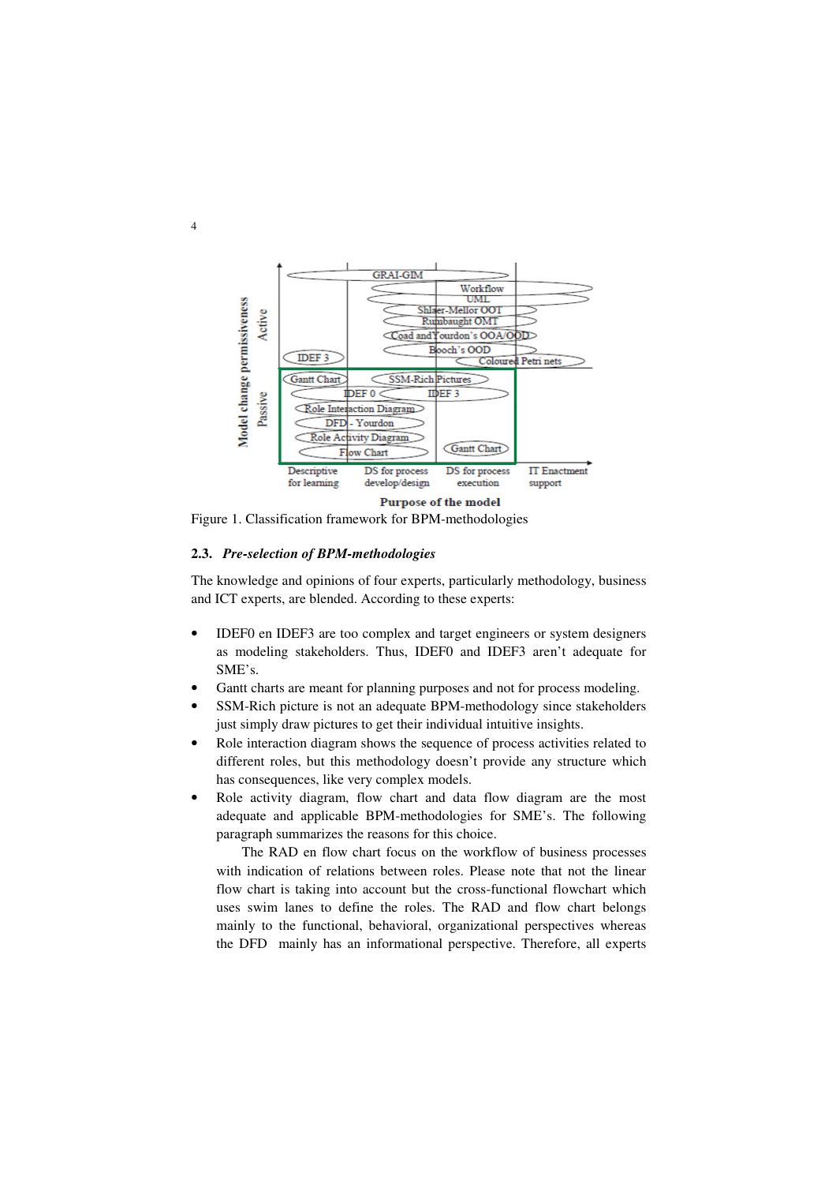Figure 1. Classification framework for BPM-methodologies

### 2.3. *Pre-selection of BPM-methodologies*

The knowledge and opinions of four experts, particularly methodology, business and ICT experts, are blended. According to these experts:

- IDEF0 en IDEF3 are too complex and target engineers or system designers as modeling stakeholders. Thus, IDEF0 and IDEF3 aren't adequate for SME's.
- Gantt charts are meant for planning purposes and not for process modeling.
- SSM-Rich picture is not an adequate BPM-methodology since stakeholders just simply draw pictures to get their individual intuitive insights.
- Role interaction diagram shows the sequence of process activities related to different roles, but this methodology doesn't provide any structure which has consequences, like very complex models.
- Role activity diagram, flow chart and data flow diagram are the most adequate and applicable BPM-methodologies for SME's. The following paragraph summarizes the reasons for this choice.

  The RAD en flow chart focus on the workflow of business processes with indication of relations between roles. Please note that not the linear flow chart is taking into account but the cross-functional flowchart which uses swim lanes to define the roles. The RAD and flow chart belongs mainly to the functional, behavioral, organizational perspectives whereas the DFD mainly has an informational perspective. Therefore, all experts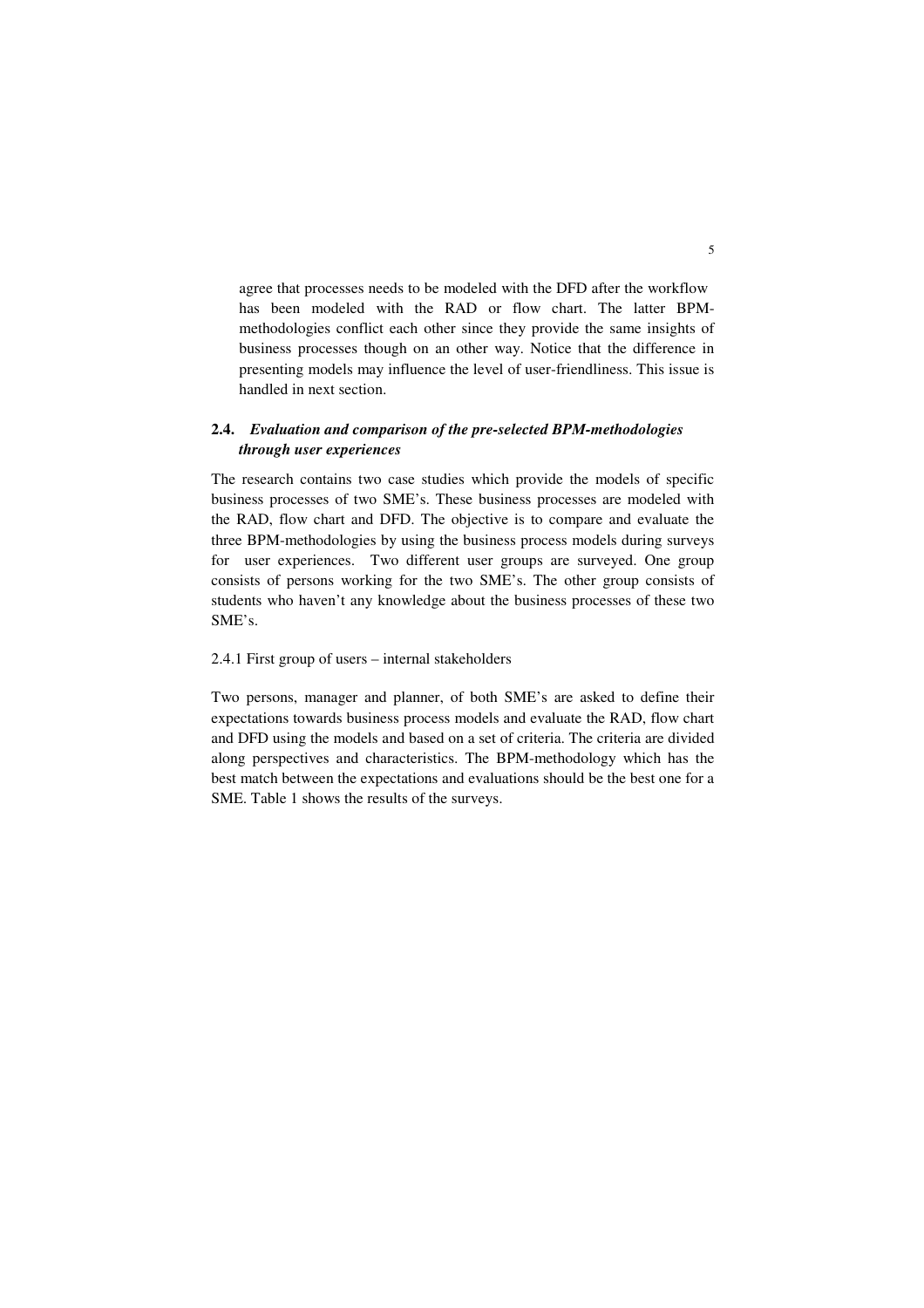agree that processes needs to be modeled with the DFD after the workflow has been modeled with the RAD or flow chart. The latter BPM-methodologies conflict each other since they provide the same insights of business processes though on an other way. Notice that the difference in presenting models may influence the level of user-friendliness. This issue is handled in next section.

### 2.4. *Evaluation and comparison of the pre-selected BPM-methodologies through user experiences*

The research contains two case studies which provide the models of specific business processes of two SME's. These business processes are modeled with the RAD, flow chart and DFD. The objective is to compare and evaluate the three BPM-methodologies by using the business process models during surveys for user experiences. Two different user groups are surveyed. One group consists of persons working for the two SME's. The other group consists of students who haven't any knowledge about the business processes of these two SME's.

#### 2.4.1 First group of users – internal stakeholders

Two persons, manager and planner, of both SME's are asked to define their expectations towards business process models and evaluate the RAD, flow chart and DFD using the models and based on a set of criteria. The criteria are divided along perspectives and characteristics. The BPM-methodology which has the best match between the expectations and evaluations should be the best one for a SME. Table 1 shows the results of the surveys.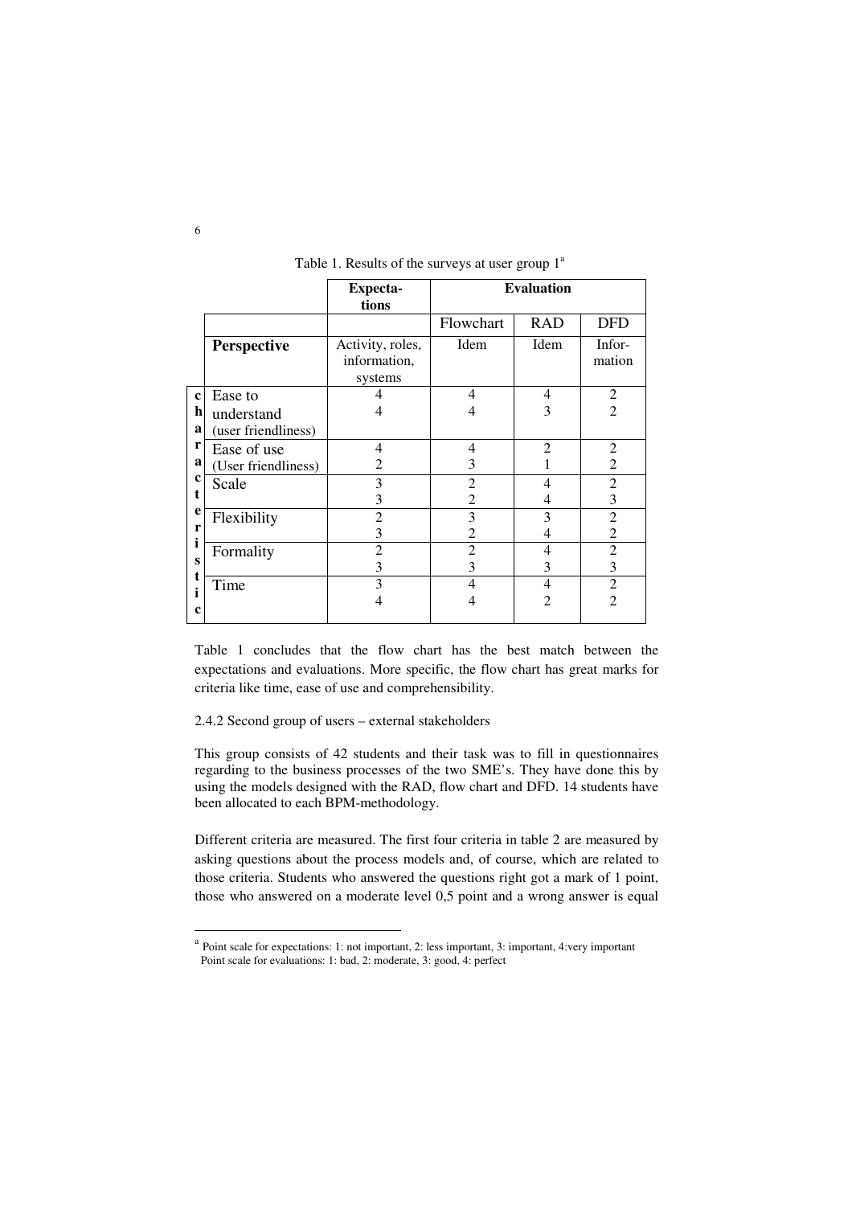Table 1. Results of the surveys at user group 1[a]

| | | Expectations | Evaluation | | |
|---|---|---|---|---|---|
| | | | Flowchart | RAD | DFD |
| | **Perspective** | Activity, roles, information, systems | Idem | Idem | Information |
| **characteristic** | Ease to understand (user friendliness) | 4<br>4 | 4<br>4 | 4<br>3 | 2<br>2 |
| | Ease of use (User friendliness) | 4<br>2 | 4<br>3 | 2<br>1 | 2<br>2 |
| | Scale | 3<br>3 | 2<br>2 | 4<br>4 | 2<br>3 |
| | Flexibility | 2<br>3 | 3<br>2 | 3<br>4 | 2<br>2 |
| | Formality | 2<br>3 | 2<br>3 | 4<br>3 | 2<br>3 |
| | Time | 3<br>4 | 4<br>4 | 4<br>2 | 2<br>2 |

Table 1 concludes that the flow chart has the best match between the expectations and evaluations. More specific, the flow chart has great marks for criteria like time, ease of use and comprehensibility.

2.4.2 Second group of users – external stakeholders

This group consists of 42 students and their task was to fill in questionnaires regarding to the business processes of the two SME's. They have done this by using the models designed with the RAD, flow chart and DFD. 14 students have been allocated to each BPM-methodology.

Different criteria are measured. The first four criteria in table 2 are measured by asking questions about the process models and, of course, which are related to those criteria. Students who answered the questions right got a mark of 1 point, those who answered on a moderate level 0,5 point and a wrong answer is equal

[a] Point scale for expectations: 1: not important, 2: less important, 3: important, 4:very important
Point scale for evaluations: 1: bad, 2: moderate, 3: good, 4: perfect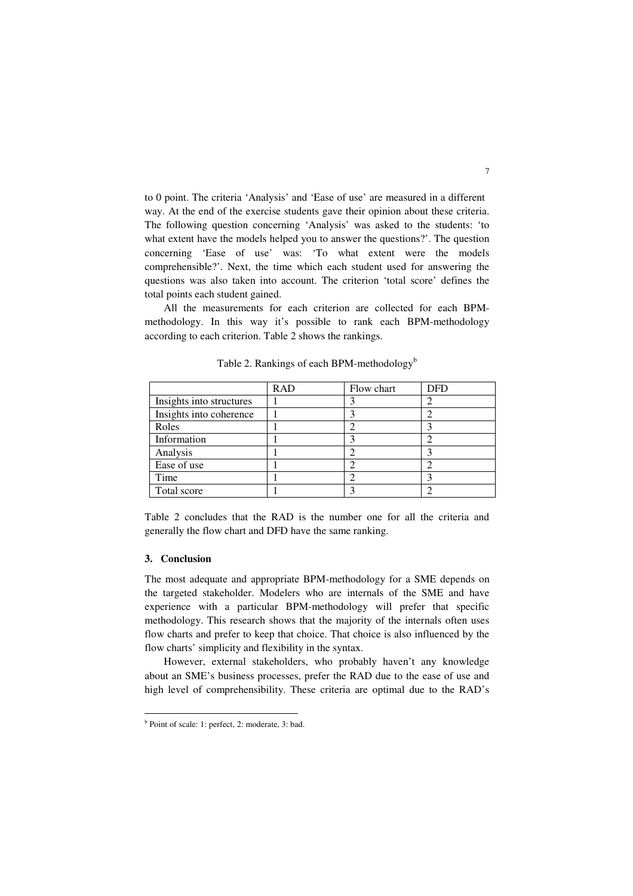to 0 point. The criteria 'Analysis' and 'Ease of use' are measured in a different way. At the end of the exercise students gave their opinion about these criteria. The following question concerning 'Analysis' was asked to the students: 'to what extent have the models helped you to answer the questions?'. The question concerning 'Ease of use' was: 'To what extent were the models comprehensible?'. Next, the time which each student used for answering the questions was also taken into account. The criterion 'total score' defines the total points each student gained.

All the measurements for each criterion are collected for each BPM-methodology. In this way it's possible to rank each BPM-methodology according to each criterion. Table 2 shows the rankings.

Table 2. Rankings of each BPM-methodology[b]

| | RAD | Flow chart | DFD |
|---|---|---|---|
| Insights into structures | 1 | 3 | 2 |
| Insights into coherence | 1 | 3 | 2 |
| Roles | 1 | 2 | 3 |
| Information | 1 | 3 | 2 |
| Analysis | 1 | 2 | 3 |
| Ease of use | 1 | 2 | 2 |
| Time | 1 | 2 | 3 |
| Total score | 1 | 3 | 2 |

Table 2 concludes that the RAD is the number one for all the criteria and generally the flow chart and DFD have the same ranking.

## 3. Conclusion

The most adequate and appropriate BPM-methodology for a SME depends on the targeted stakeholder. Modelers who are internals of the SME and have experience with a particular BPM-methodology will prefer that specific methodology. This research shows that the majority of the internals often uses flow charts and prefer to keep that choice. That choice is also influenced by the flow charts' simplicity and flexibility in the syntax.

However, external stakeholders, who probably haven't any knowledge about an SME's business processes, prefer the RAD due to the ease of use and high level of comprehensibility. These criteria are optimal due to the RAD's

[b] Point of scale: 1: perfect, 2: moderate, 3: bad.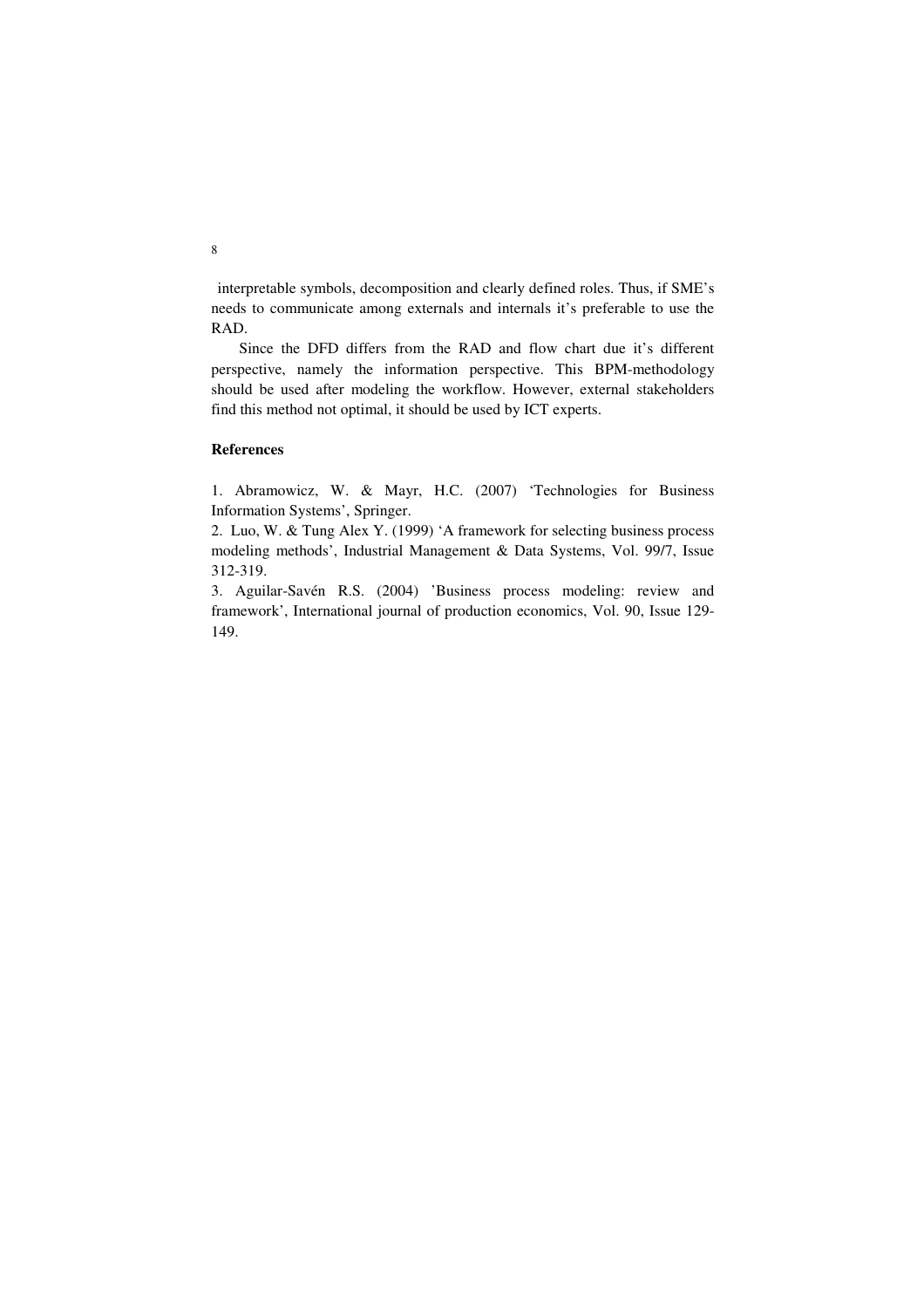interpretable symbols, decomposition and clearly defined roles. Thus, if SME's needs to communicate among externals and internals it's preferable to use the RAD.

Since the DFD differs from the RAD and flow chart due it's different perspective, namely the information perspective. This BPM-methodology should be used after modeling the workflow. However, external stakeholders find this method not optimal, it should be used by ICT experts.

## References

1. Abramowicz, W. & Mayr, H.C. (2007) 'Technologies for Business Information Systems', Springer.
2. Luo, W. & Tung Alex Y. (1999) 'A framework for selecting business process modeling methods', Industrial Management & Data Systems, Vol. 99/7, Issue 312-319.
3. Aguilar-Savén R.S. (2004) 'Business process modeling: review and framework', International journal of production economics, Vol. 90, Issue 129-149.